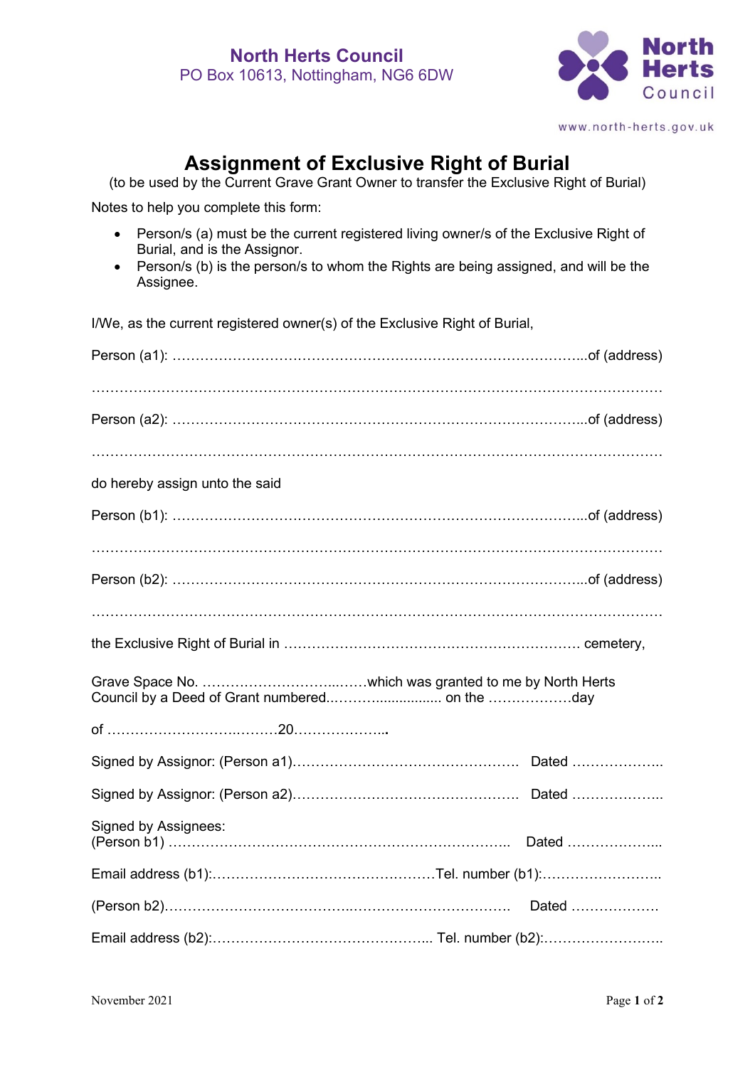**North Herts Council**
PO Box 10613, Nottingham, NG6 6DW

North Herts Council

www.north-herts.gov.uk

# Assignment of Exclusive Right of Burial

(to be used by the Current Grave Grant Owner to transfer the Exclusive Right of Burial)

Notes to help you complete this form:

- Person/s (a) must be the current registered living owner/s of the Exclusive Right of Burial, and is the Assignor.
- Person/s (b) is the person/s to whom the Rights are being assigned, and will be the Assignee.

I/We, as the current registered owner(s) of the Exclusive Right of Burial,

Person (a1): ……………………………………………………………………………...of (address)

……………………………………………………………………………………………………………

Person (a2): ……………………………………………………………………………...of (address)

……………………………………………………………………………………………………………

do hereby assign unto the said

Person (b1): ……………………………………………………………………………...of (address)

……………………………………………………………………………………………………………

Person (b2): ……………………………………………………………………………...of (address)

……………………………………………………………………………………………………………

the Exclusive Right of Burial in ……………………………………………………… cemetery,

Grave Space No. …………………………...……which was granted to me by North Herts Council by a Deed of Grant numbered..……….................. on the ………………day

of ……………………….………20………………...

Signed by Assignor: (Person a1)…………………………………………. Dated ………………..

Signed by Assignor: (Person a2)…………………………………………. Dated ………………..

Signed by Assignees:
(Person b1) ……………………………………………………………….. Dated ………………...

Email address (b1):…………………………………………Tel. number (b1):……………………..

(Person b2)………………………………….…………………………….. Dated ……………….

Email address (b2):………………………………………... Tel. number (b2):……………………..

November 2021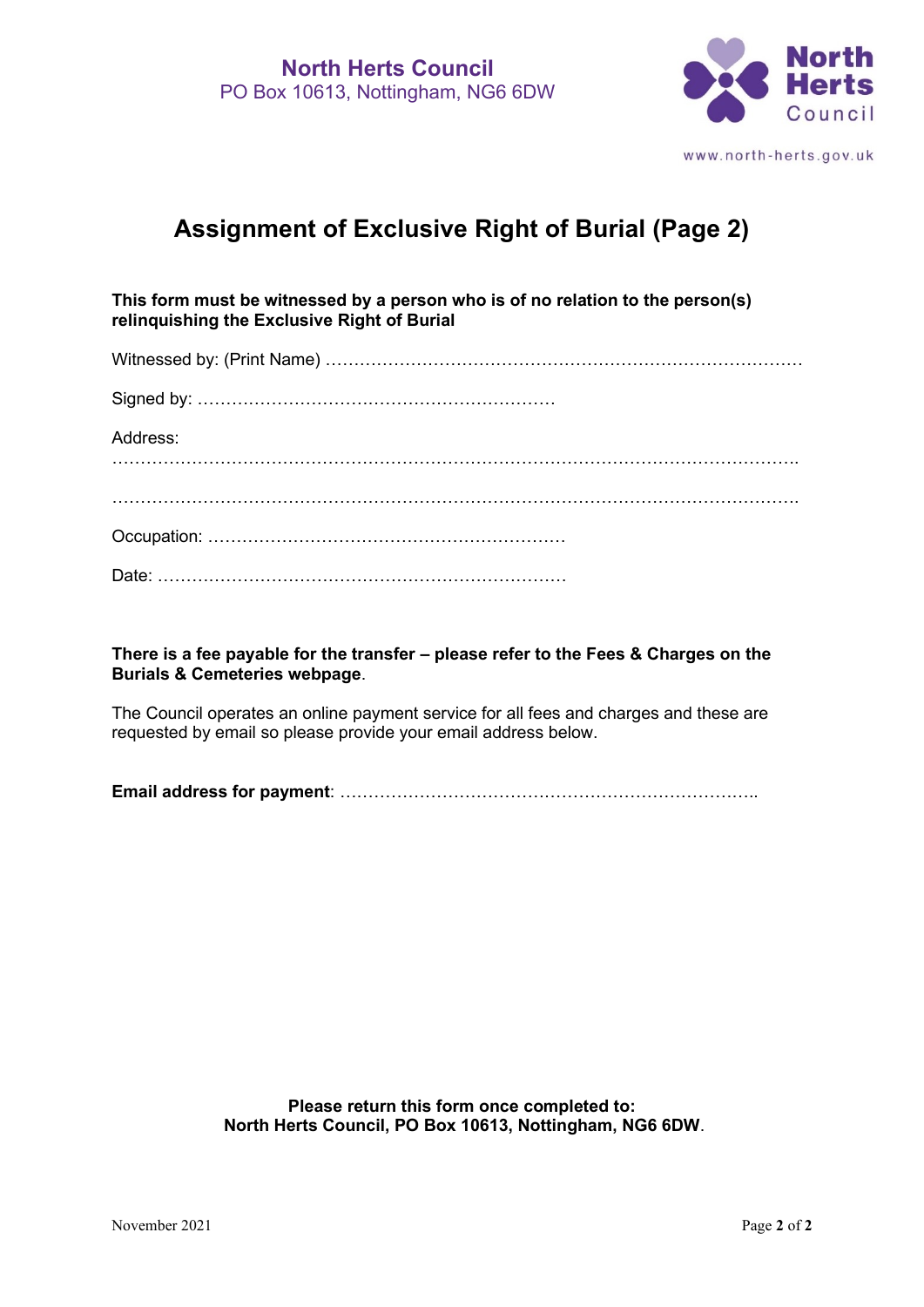**North Herts Council**
PO Box 10613, Nottingham, NG6 6DW

North Herts Council

www.north-herts.gov.uk

# Assignment of Exclusive Right of Burial (Page 2)

**This form must be witnessed by a person who is of no relation to the person(s) relinquishing the Exclusive Right of Burial**

Witnessed by: (Print Name) …………………………………………………………………………

Signed by: ………………………………………………………

Address:
……………………………………………………………………………………………………….

……………………………………………………………………………………………………….

Occupation: ………………………………………………………

Date: ………………………………………………………………

**There is a fee payable for the transfer – please refer to the Fees & Charges on the Burials & Cemeteries webpage**.

The Council operates an online payment service for all fees and charges and these are requested by email so please provide your email address below.

**Email address for payment**: ………………………………………………………………..

**Please return this form once completed to:**
**North Herts Council, PO Box 10613, Nottingham, NG6 6DW**.

November 2021